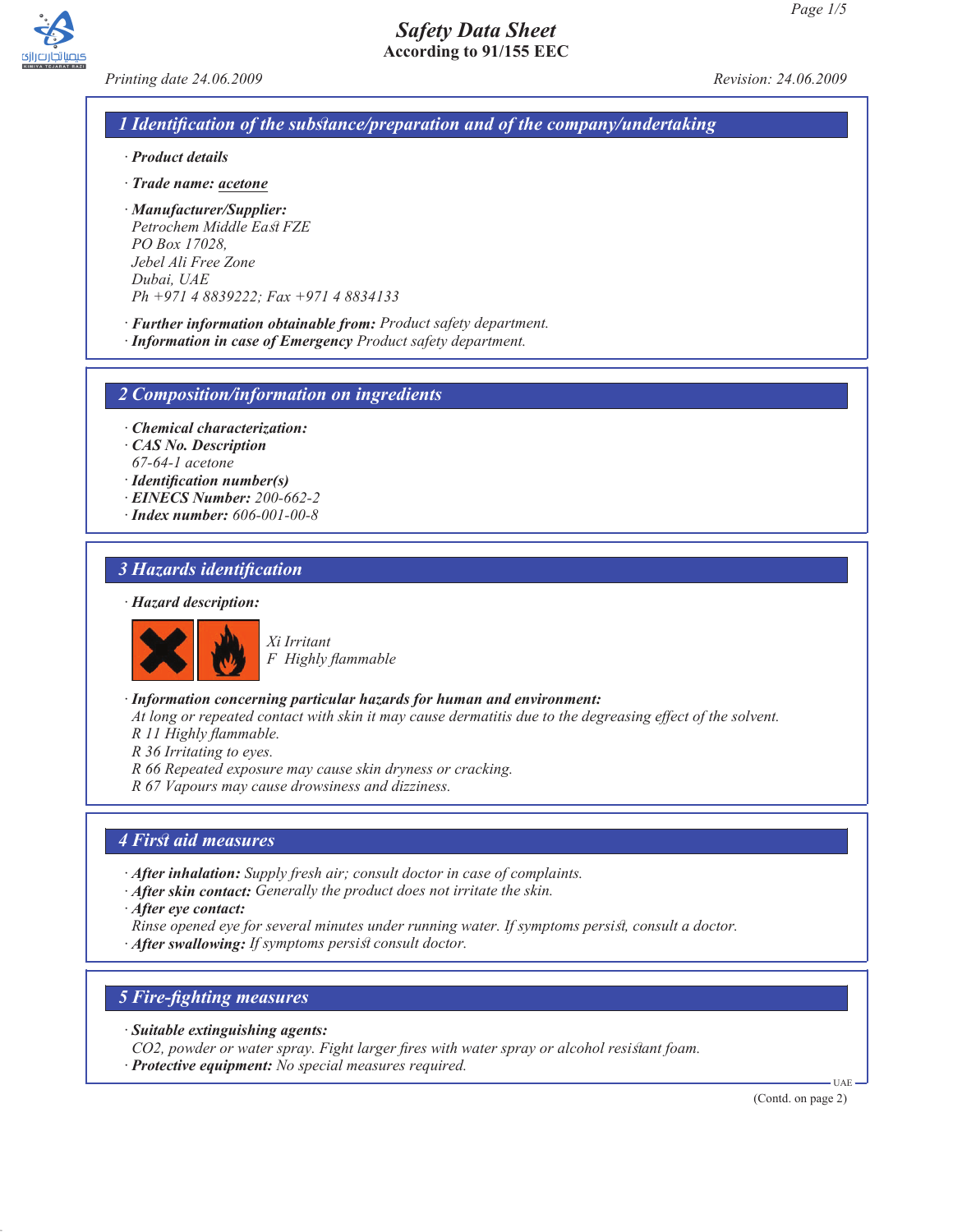# Safety Data Sheet

**According to 91/155 EEC**

*Printing date 24.06.2009* *Revision: 24.06.2009*

## 1 Identification of the substance/preparation and of the company/undertaking

· ***Product details***

· ***Trade name:*** ***acetone***

· ***Manufacturer/Supplier:***
*Petrochem Middle East FZE*
*PO Box 17028,*
*Jebel Ali Free Zone*
*Dubai, UAE*
*Ph +971 4 8839222; Fax +971 4 8834133*

· ***Further information obtainable from:*** *Product safety department.*
· ***Information in case of Emergency*** *Product safety department.*

## 2 Composition/information on ingredients

· ***Chemical characterization:***
· ***CAS No. Description***
*67-64-1 acetone*
· ***Identification number(s)***
· ***EINECS Number:*** *200-662-2*
· ***Index number:*** *606-001-00-8*

## 3 Hazards identification

· ***Hazard description:***

*Xi Irritant*
*F Highly flammable*

· ***Information concerning particular hazards for human and environment:***
*At long or repeated contact with skin it may cause dermatitis due to the degreasing effect of the solvent.*
*R 11 Highly flammable.*
*R 36 Irritating to eyes.*
*R 66 Repeated exposure may cause skin dryness or cracking.*
*R 67 Vapours may cause drowsiness and dizziness.*

## 4 First aid measures

· ***After inhalation:*** *Supply fresh air; consult doctor in case of complaints.*
· ***After skin contact:*** *Generally the product does not irritate the skin.*
· ***After eye contact:***
*Rinse opened eye for several minutes under running water. If symptoms persist, consult a doctor.*
· ***After swallowing:*** *If symptoms persist consult doctor.*

## 5 Fire-fighting measures

· ***Suitable extinguishing agents:***
*$CO_2$, powder or water spray. Fight larger fires with water spray or alcohol resistant foam.*
· ***Protective equipment:*** *No special measures required.*

(Contd. on page 2)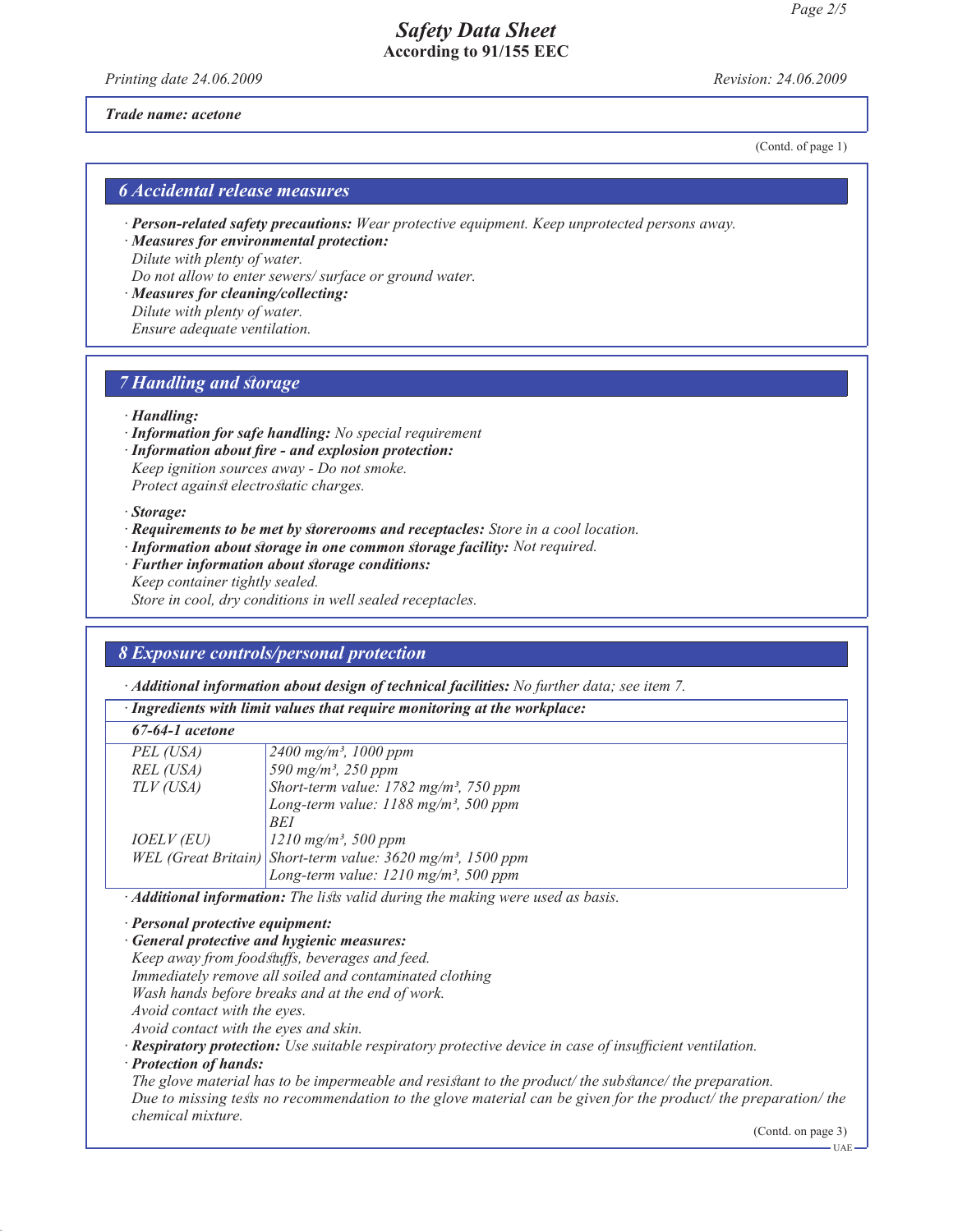*Trade name: acetone*

(Contd. of page 1)

## 6 Accidental release measures

· **Person-related safety precautions:** *Wear protective equipment. Keep unprotected persons away.*
· **Measures for environmental protection:**
*Dilute with plenty of water.*
*Do not allow to enter sewers/ surface or ground water.*
· **Measures for cleaning/collecting:**
*Dilute with plenty of water.*
*Ensure adequate ventilation.*

## 7 Handling and storage

· **Handling:**
· **Information for safe handling:** *No special requirement*
· **Information about fire - and explosion protection:**
*Keep ignition sources away - Do not smoke.*
*Protect against electrostatic charges.*

· **Storage:**
· **Requirements to be met by storerooms and receptacles:** *Store in a cool location.*
· **Information about storage in one common storage facility:** *Not required.*
· **Further information about storage conditions:**
*Keep container tightly sealed.*
*Store in cool, dry conditions in well sealed receptacles.*

## 8 Exposure controls/personal protection

· **Additional information about design of technical facilities:** *No further data; see item 7.*

· **Ingredients with limit values that require monitoring at the workplace:**

| 67-64-1 acetone | |
|---|---|
| PEL (USA) | 2400 mg/m³, 1000 ppm |
| REL (USA) | 590 mg/m³, 250 ppm |
| TLV (USA) | Short-term value: 1782 mg/m³, 750 ppm |
| | Long-term value: 1188 mg/m³, 500 ppm |
| | BEI |
| IOELV (EU) | 1210 mg/m³, 500 ppm |
| WEL (Great Britain) | Short-term value: 3620 mg/m³, 1500 ppm |
| | Long-term value: 1210 mg/m³, 500 ppm |

· **Additional information:** *The lists valid during the making were used as basis.*

· **Personal protective equipment:**
· **General protective and hygienic measures:**
*Keep away from foodstuffs, beverages and feed.*
*Immediately remove all soiled and contaminated clothing*
*Wash hands before breaks and at the end of work.*
*Avoid contact with the eyes.*
*Avoid contact with the eyes and skin.*
· **Respiratory protection:** *Use suitable respiratory protective device in case of insufficient ventilation.*
· **Protection of hands:**
*The glove material has to be impermeable and resistant to the product/ the substance/ the preparation.*
*Due to missing tests no recommendation to the glove material can be given for the product/ the preparation/ the chemical mixture.*

(Contd. on page 3)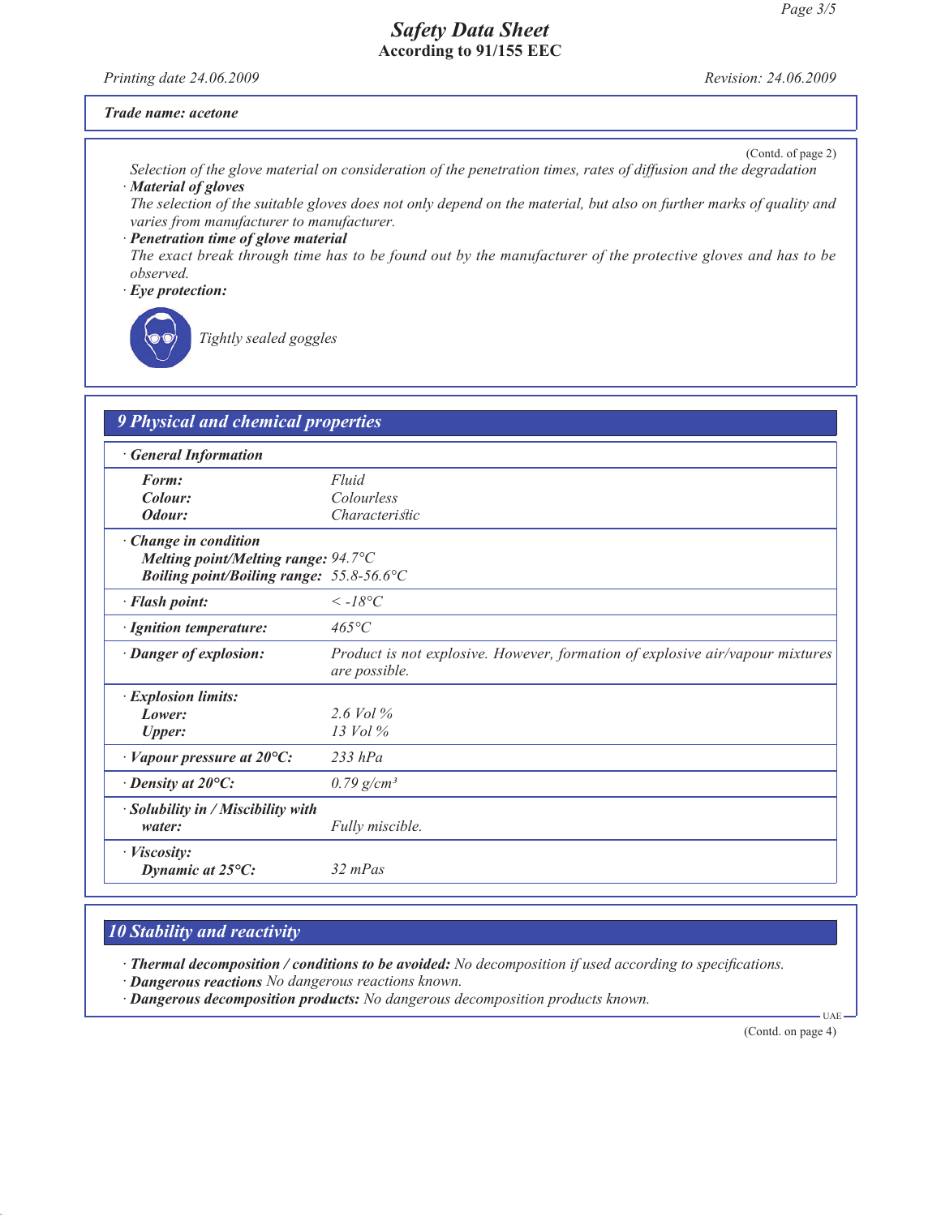*Trade name: acetone*

(Contd. of page 2)

*Selection of the glove material on consideration of the penetration times, rates of diffusion and the degradation*

· ***Material of gloves***

*The selection of the suitable gloves does not only depend on the material, but also on further marks of quality and varies from manufacturer to manufacturer.*

· ***Penetration time of glove material***

*The exact break through time has to be found out by the manufacturer of the protective gloves and has to be observed.*

· ***Eye protection:***

*Tightly sealed goggles*

## 9 Physical and chemical properties

| · General Information | |
|---|---|
| **Form:** | Fluid |
| **Colour:** | Colourless |
| **Odour:** | Characteristic |
| **· Change in condition** | |
| **Melting point/Melting range:** | 94.7°C |
| **Boiling point/Boiling range:** | 55.8-56.6°C |
| **· Flash point:** | < -18°C |
| **· Ignition temperature:** | 465°C |
| **· Danger of explosion:** | Product is not explosive. However, formation of explosive air/vapour mixtures are possible. |
| **· Explosion limits:** | |
| **Lower:** | 2.6 Vol % |
| **Upper:** | 13 Vol % |
| **· Vapour pressure at 20°C:** | 233 hPa |
| **· Density at 20°C:** | 0.79 g/cm³ |
| **· Solubility in / Miscibility with water:** | Fully miscible. |
| **· Viscosity:** | |
| **Dynamic at 25°C:** | 32 mPas |

## 10 Stability and reactivity

· ***Thermal decomposition / conditions to be avoided:*** *No decomposition if used according to specifications.*

· ***Dangerous reactions*** *No dangerous reactions known.*

· ***Dangerous decomposition products:*** *No dangerous decomposition products known.*

UAE

(Contd. on page 4)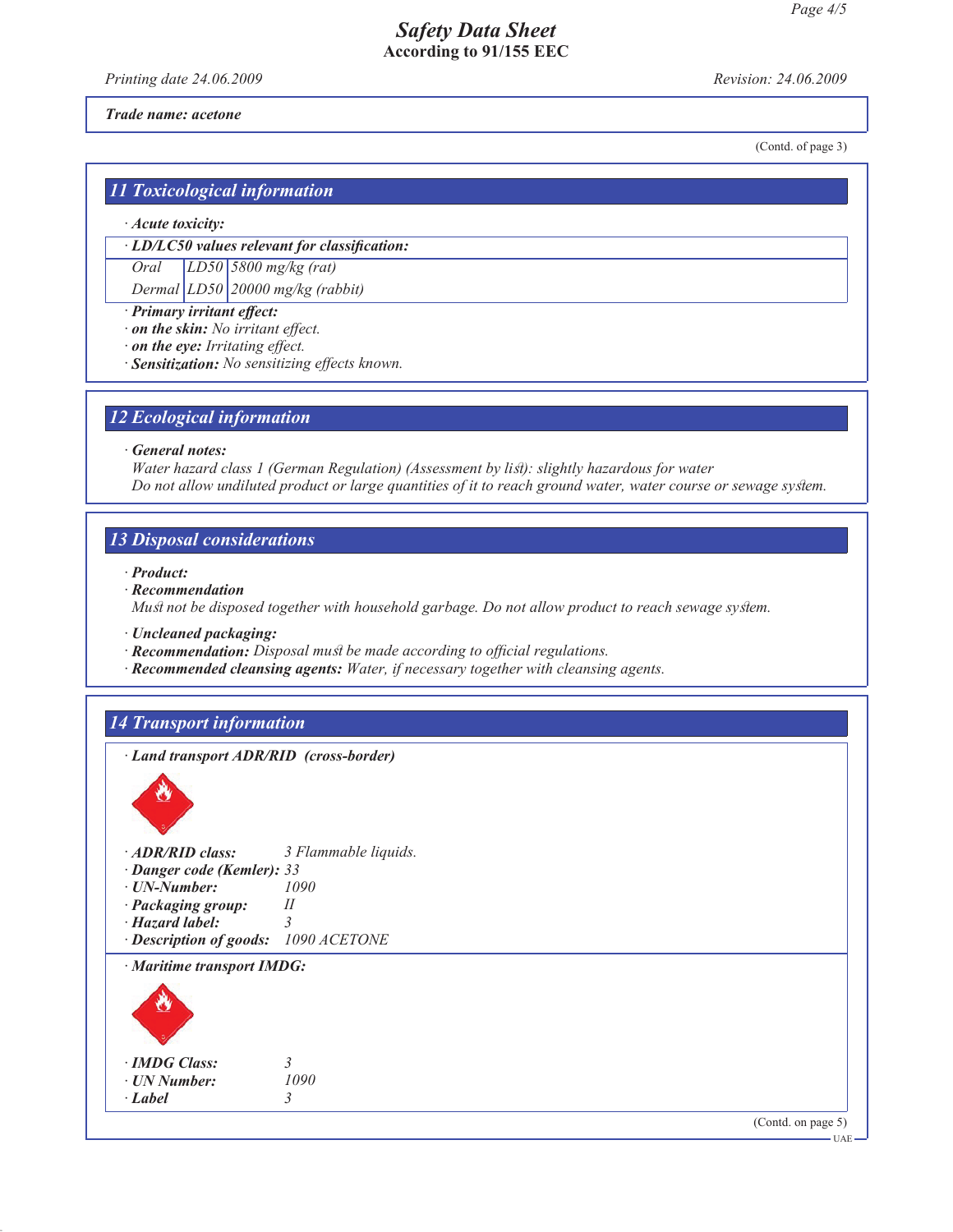**Trade name: acetone**

(Contd. of page 3)

## 11 Toxicological information

· **Acute toxicity:**

· **LD/LC50 values relevant for classification:**

| | | |
|---|---|---|
| Oral | LD50 | 5800 mg/kg (rat) |
| Dermal | LD50 | 20000 mg/kg (rabbit) |

· **Primary irritant effect:**
· **on the skin:** No irritant effect.
· **on the eye:** Irritating effect.
· **Sensitization:** No sensitizing effects known.

## 12 Ecological information

· **General notes:**
Water hazard class 1 (German Regulation) (Assessment by list): slightly hazardous for water
Do not allow undiluted product or large quantities of it to reach ground water, water course or sewage system.

## 13 Disposal considerations

· **Product:**
· **Recommendation**
Must not be disposed together with household garbage. Do not allow product to reach sewage system.

· **Uncleaned packaging:**
· **Recommendation:** Disposal must be made according to official regulations.
· **Recommended cleansing agents:** Water, if necessary together with cleansing agents.

## 14 Transport information

· **Land transport ADR/RID (cross-border)**

· **ADR/RID class:** 3 Flammable liquids.
· **Danger code (Kemler):** 33
· **UN-Number:** 1090
· **Packaging group:** II
· **Hazard label:** 3
· **Description of goods:** 1090 ACETONE

· **Maritime transport IMDG:**

· **IMDG Class:** 3
· **UN Number:** 1090
· **Label** 3

(Contd. on page 5)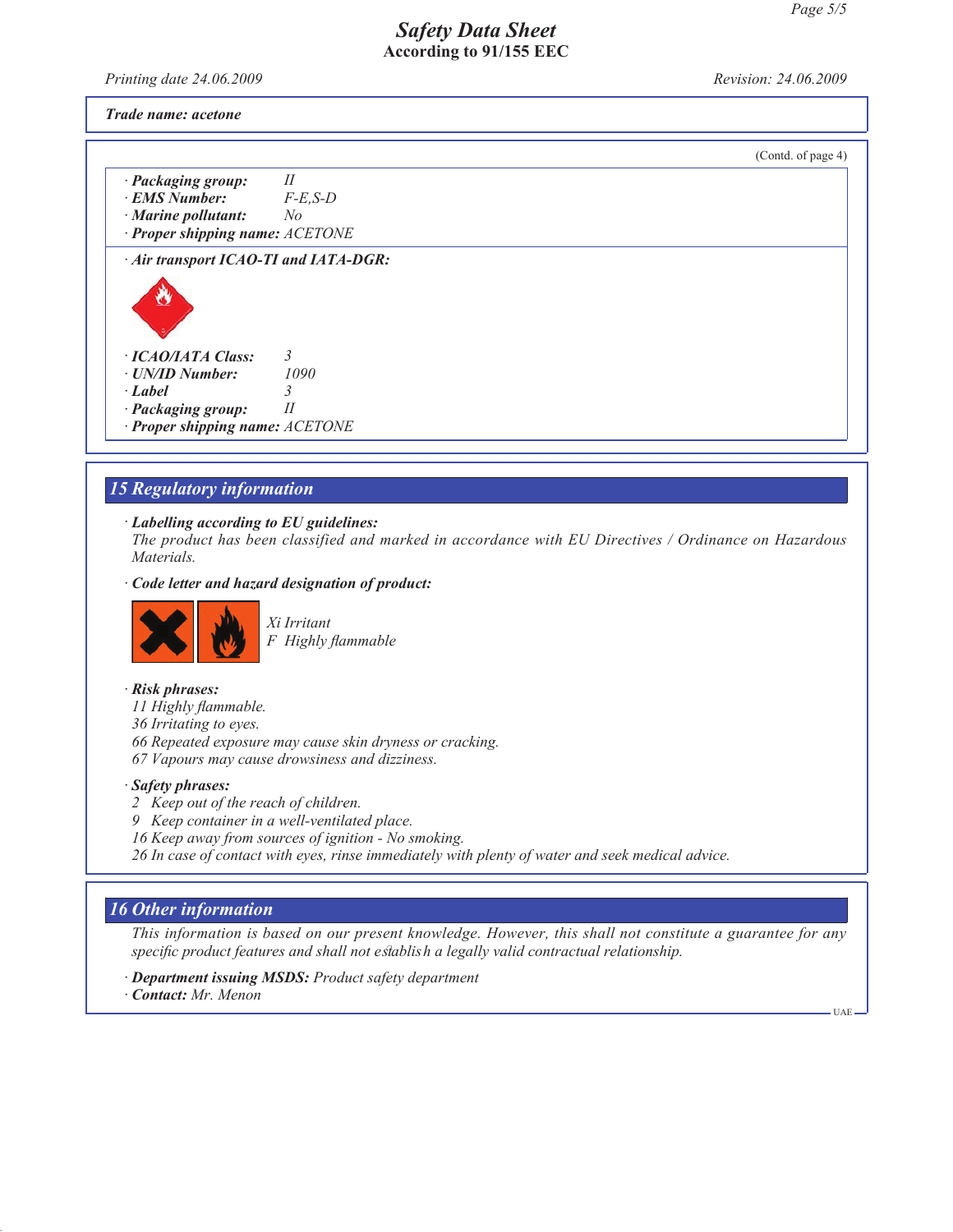# Safety Data Sheet
**According to 91/155 EEC**

*Printing date 24.06.2009* *Revision: 24.06.2009*

***Trade name: acetone***

(Contd. of page 4)

· ***Packaging group:*** *II*
· ***EMS Number:*** *F-E,S-D*
· ***Marine pollutant:*** *No*
· ***Proper shipping name:*** *ACETONE*

· ***Air transport ICAO-TI and IATA-DGR:***

· ***ICAO/IATA Class:*** *3*
· ***UN/ID Number:*** *1090*
· ***Label*** *3*
· ***Packaging group:*** *II*
· ***Proper shipping name:*** *ACETONE*

## *15 Regulatory information*

· ***Labelling according to EU guidelines:***
*The product has been classified and marked in accordance with EU Directives / Ordinance on Hazardous Materials.*

· ***Code letter and hazard designation of product:***

*Xi Irritant*
*F Highly flammable*

· ***Risk phrases:***
*11 Highly flammable.*
*36 Irritating to eyes.*
*66 Repeated exposure may cause skin dryness or cracking.*
*67 Vapours may cause drowsiness and dizziness.*

· ***Safety phrases:***
*2 Keep out of the reach of children.*
*9 Keep container in a well-ventilated place.*
*16 Keep away from sources of ignition - No smoking.*
*26 In case of contact with eyes, rinse immediately with plenty of water and seek medical advice.*

## *16 Other information*

*This information is based on our present knowledge. However, this shall not constitute a guarantee for any specific product features and shall not establish a legally valid contractual relationship.*

· ***Department issuing MSDS:*** *Product safety department*
· ***Contact:*** *Mr. Menon*

UAE